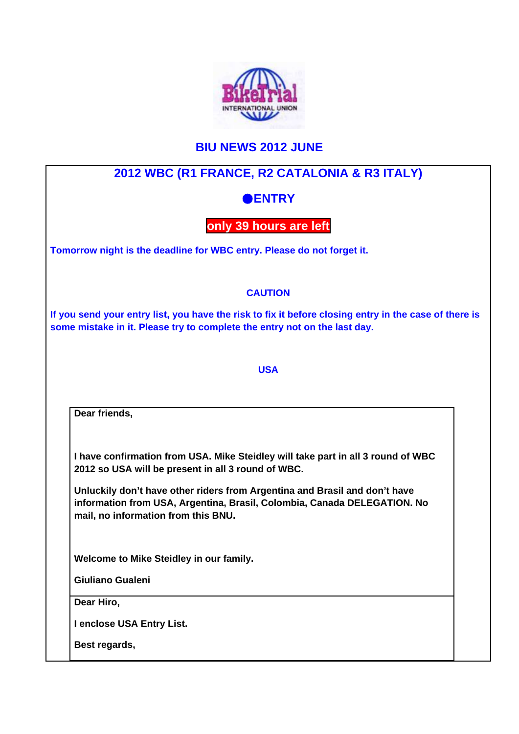# BIU NEWS 2012 JUNE

## 2012 WBC (R1 FRANCE, R2 CATALONIA & R3 ITALY)

### ●ENTRY

**only 39 hours are left**

**Tomorrow night is the deadline for WBC entry. Please do not forget it.**

**CAUTION**

**If you send your entry list, you have the risk to fix it before closing entry in the case of there is some mistake in it. Please try to complete the entry not on the last day.**

**USA**

**Dear friends,**

**I have confirmation from USA. Mike Steidley will take part in all 3 round of WBC 2012 so USA will be present in all 3 round of WBC.**

**Unluckily don't have other riders from Argentina and Brasil and don't have information from USA, Argentina, Brasil, Colombia, Canada DELEGATION. No mail, no information from this BNU.**

**Welcome to Mike Steidley in our family.**

**Giuliano Gualeni**

---

**Dear Hiro,**

**I enclose USA Entry List.**

**Best regards,**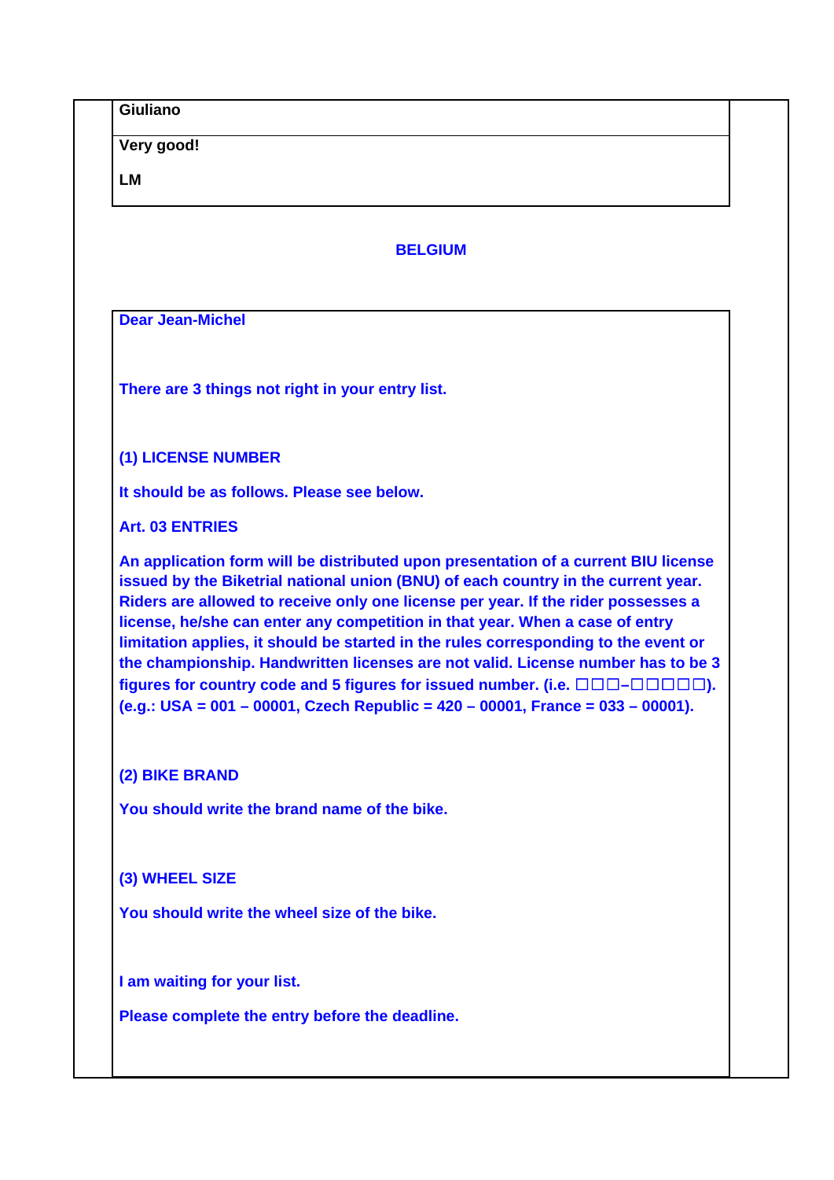| Giuliano |
|---|
| Very good!<br><br>LM |

**BELGIUM**

**Dear Jean-Michel**

**There are 3 things not right in your entry list.**

**(1) LICENSE NUMBER**

**It should be as follows. Please see below.**

**Art. 03 ENTRIES**

**An application form will be distributed upon presentation of a current BIU license issued by the Biketrial national union (BNU) of each country in the current year. Riders are allowed to receive only one license per year. If the rider possesses a license, he/she can enter any competition in that year. When a case of entry limitation applies, it should be started in the rules corresponding to the event or the championship. Handwritten licenses are not valid. License number has to be 3 figures for country code and 5 figures for issued number. (i.e. □□□–□□□□□). (e.g.: USA = 001 – 00001, Czech Republic = 420 – 00001, France = 033 – 00001).**

**(2) BIKE BRAND**

**You should write the brand name of the bike.**

**(3) WHEEL SIZE**

**You should write the wheel size of the bike.**

**I am waiting for your list.**

**Please complete the entry before the deadline.**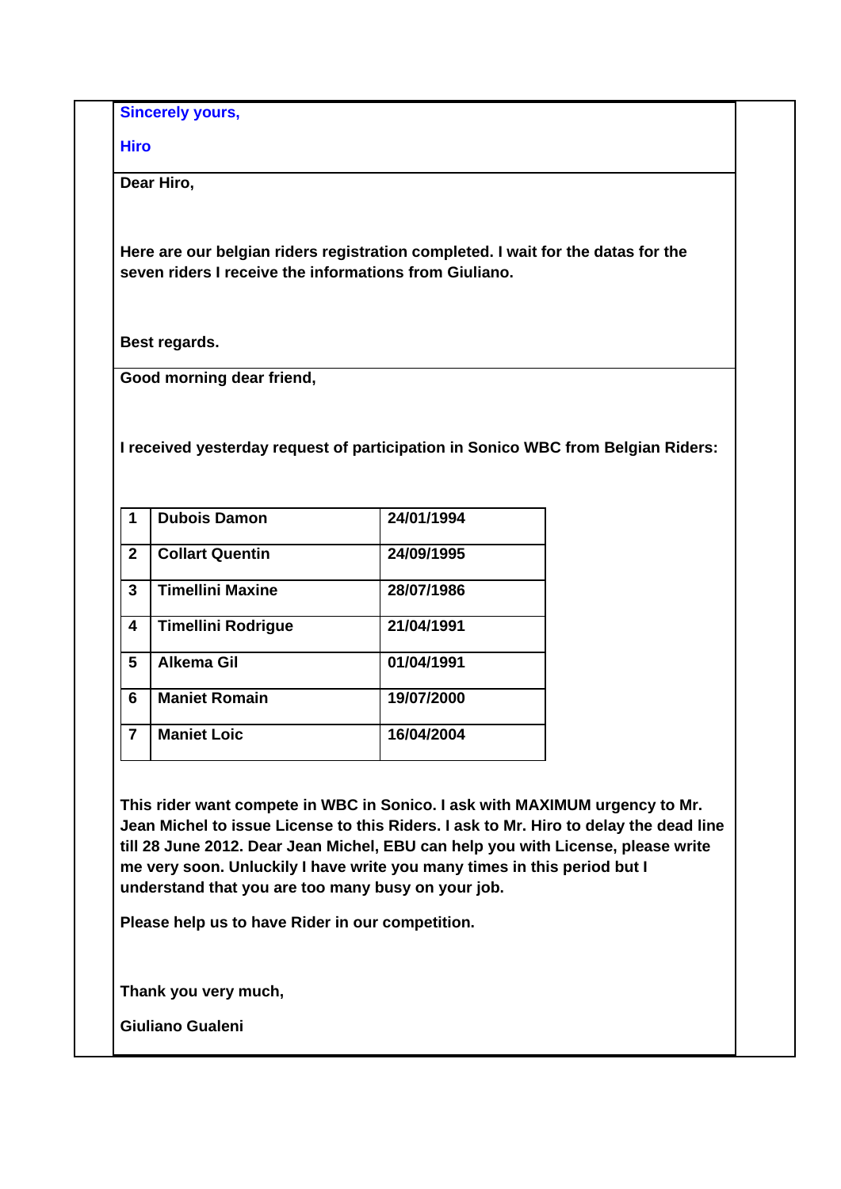**Sincerely yours,**

**Hiro**

---

**Dear Hiro,**

**Here are our belgian riders registration completed. I wait for the datas for the seven riders I receive the informations from Giuliano.**

**Best regards.**

---

**Good morning dear friend,**

**I received yesterday request of participation in Sonico WBC from Belgian Riders:**

| | | |
|---|---|---|
| **1** | **Dubois Damon** | **24/01/1994** |
| **2** | **Collart Quentin** | **24/09/1995** |
| **3** | **Timellini Maxine** | **28/07/1986** |
| **4** | **Timellini Rodrigue** | **21/04/1991** |
| **5** | **Alkema Gil** | **01/04/1991** |
| **6** | **Maniet Romain** | **19/07/2000** |
| **7** | **Maniet Loic** | **16/04/2004** |

**This rider want compete in WBC in Sonico. I ask with MAXIMUM urgency to Mr. Jean Michel to issue License to this Riders. I ask to Mr. Hiro to delay the dead line till 28 June 2012. Dear Jean Michel, EBU can help you with License, please write me very soon. Unluckily I have write you many times in this period but I understand that you are too many busy on your job.**

**Please help us to have Rider in our competition.**

**Thank you very much,**

**Giuliano Gualeni**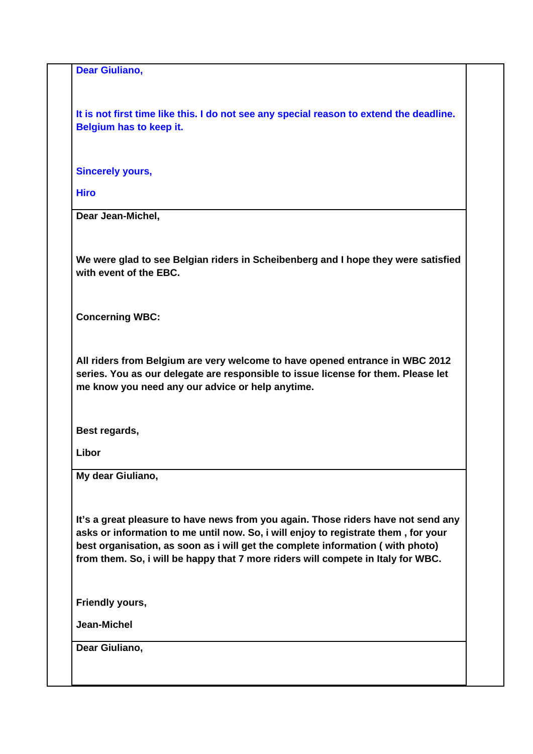**Dear Giuliano,**

**It is not first time like this. I do not see any special reason to extend the deadline. Belgium has to keep it.**

**Sincerely yours,**

**Hiro**

---

**Dear Jean-Michel,**

**We were glad to see Belgian riders in Scheibenberg and I hope they were satisfied with event of the EBC.**

**Concerning WBC:**

**All riders from Belgium are very welcome to have opened entrance in WBC 2012 series. You as our delegate are responsible to issue license for them. Please let me know you need any our advice or help anytime.**

**Best regards,**

**Libor**

---

**My dear Giuliano,**

**It's a great pleasure to have news from you again. Those riders have not send any asks or information to me until now. So, i will enjoy to registrate them , for your best organisation, as soon as i will get the complete information ( with photo) from them. So, i will be happy that 7 more riders will compete in Italy for WBC.**

**Friendly yours,**

**Jean-Michel**

---

**Dear Giuliano,**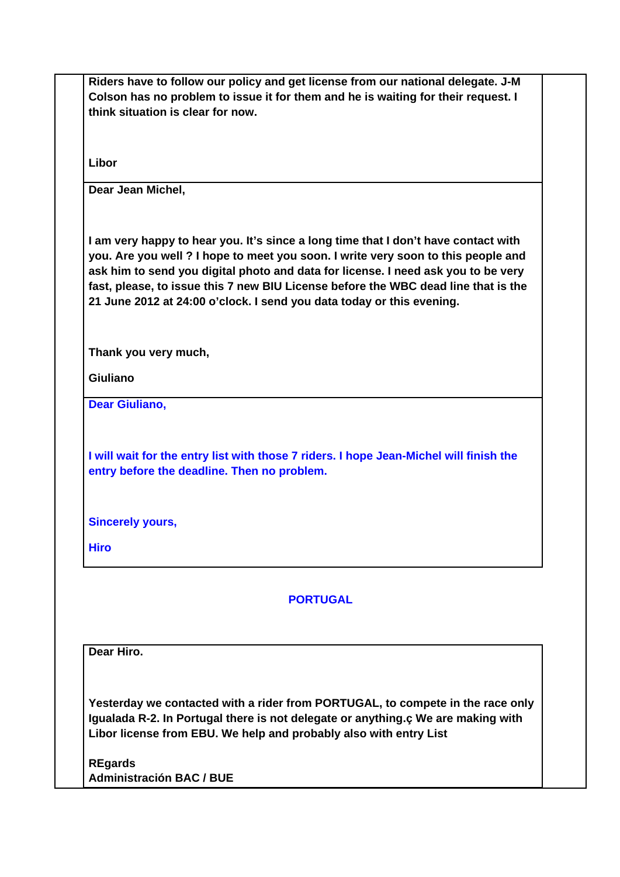**Riders have to follow our policy and get license from our national delegate. J-M Colson has no problem to issue it for them and he is waiting for their request. I think situation is clear for now.**

**Libor**

---

**Dear Jean Michel,**

**I am very happy to hear you. It's since a long time that I don't have contact with you. Are you well ? I hope to meet you soon. I write very soon to this people and ask him to send you digital photo and data for license. I need ask you to be very fast, please, to issue this 7 new BIU License before the WBC dead line that is the 21 June 2012 at 24:00 o'clock. I send you data today or this evening.**

**Thank you very much,**

**Giuliano**

---

**Dear Giuliano,**

**I will wait for the entry list with those 7 riders. I hope Jean-Michel will finish the entry before the deadline. Then no problem.**

**Sincerely yours,**

**Hiro**

## PORTUGAL

**Dear Hiro.**

**Yesterday we contacted with a rider from PORTUGAL, to compete in the race only Igualada R-2. In Portugal there is not delegate or anything.ç We are making with Libor license from EBU. We help and probably also with entry List**

**REgards**
**Administración BAC / BUE**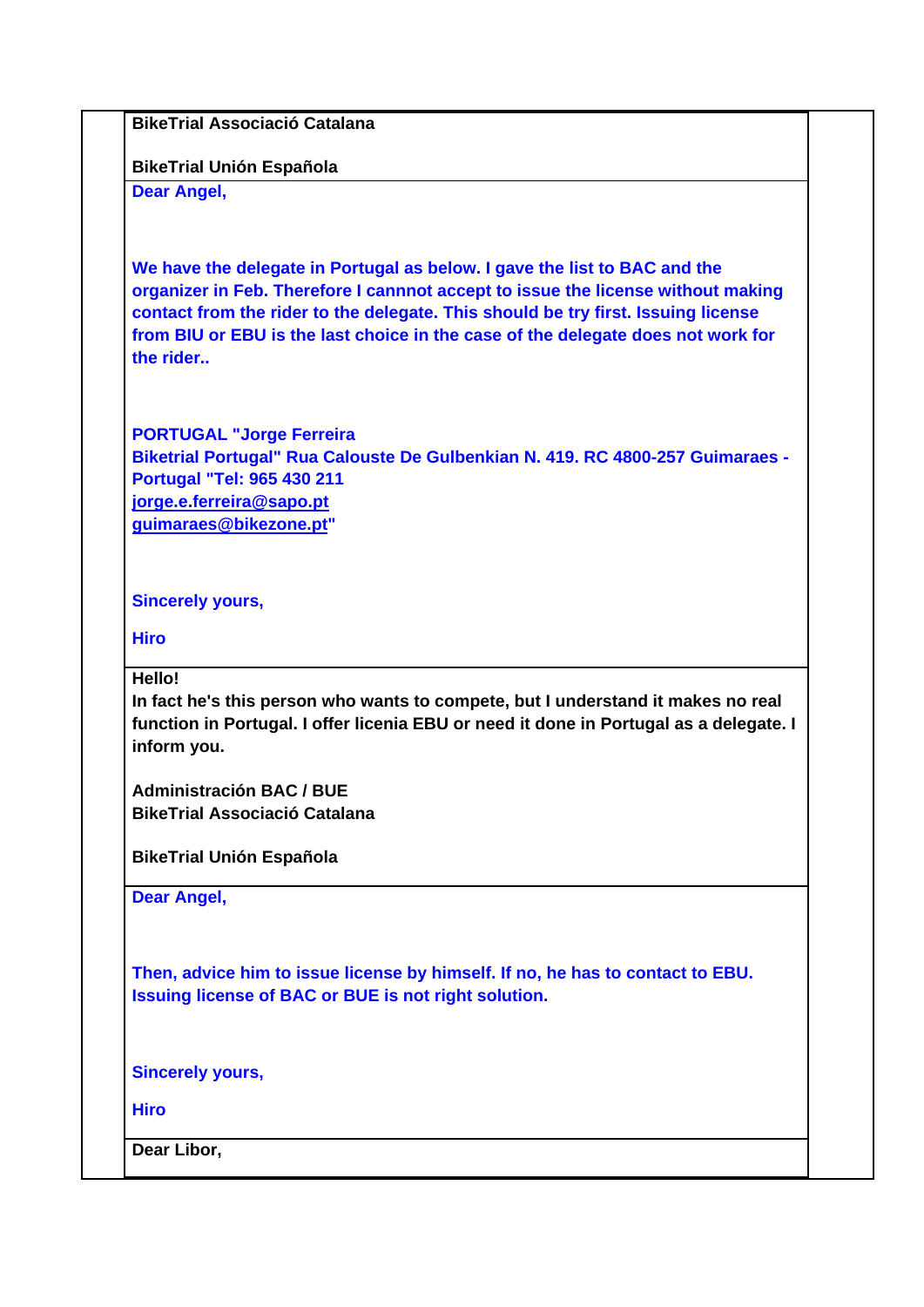**BikeTrial Associació Catalana**

**BikeTrial Unión Española**

**Dear Angel,**

**We have the delegate in Portugal as below. I gave the list to BAC and the organizer in Feb. Therefore I cannot accept to issue the license without making contact from the rider to the delegate. This should be try first. Issuing license from BIU or EBU is the last choice in the case of the delegate does not work for the rider..**

**PORTUGAL "Jorge Ferreira**
**Biketrial Portugal" Rua Calouste De Gulbenkian N. 419. RC 4800-257 Guimaraes - Portugal "Tel: 965 430 211**
**jorge.e.ferreira@sapo.pt**
**guimaraes@bikezone.pt"**

**Sincerely yours,**

**Hiro**

---

**Hello!**
**In fact he's this person who wants to compete, but I understand it makes no real function in Portugal. I offer licenia EBU or need it done in Portugal as a delegate. I inform you.**

**Administración BAC / BUE**
**BikeTrial Associació Catalana**

**BikeTrial Unión Española**

---

**Dear Angel,**

**Then, advice him to issue license by himself. If no, he has to contact to EBU. Issuing license of BAC or BUE is not right solution.**

**Sincerely yours,**

**Hiro**

---

**Dear Libor,**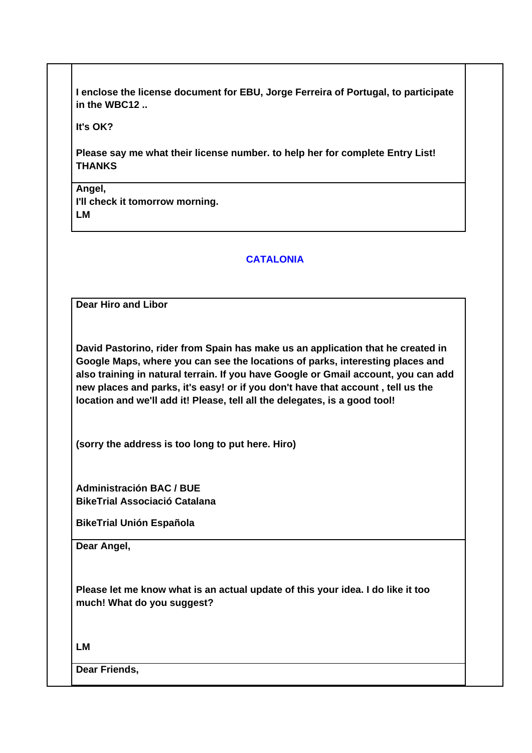**I enclose the license document for EBU, Jorge Ferreira of Portugal, to participate in the WBC12 ..**

**It's OK?**

**Please say me what their license number. to help her for complete Entry List! THANKS**

---

**Angel,**
**I'll check it tomorrow morning.**
**LM**

---

## CATALONIA

**Dear Hiro and Libor**

**David Pastorino, rider from Spain has make us an application that he created in Google Maps, where you can see the locations of parks, interesting places and also training in natural terrain. If you have Google or Gmail account, you can add new places and parks, it's easy! or if you don't have that account , tell us the location and we'll add it! Please, tell all the delegates, is a good tool!**

**(sorry the address is too long to put here. Hiro)**

**Administración BAC / BUE**
**BikeTrial Associació Catalana**

**BikeTrial Unión Española**

---

**Dear Angel,**

**Please let me know what is an actual update of this your idea. I do like it too much! What do you suggest?**

**LM**

---

**Dear Friends,**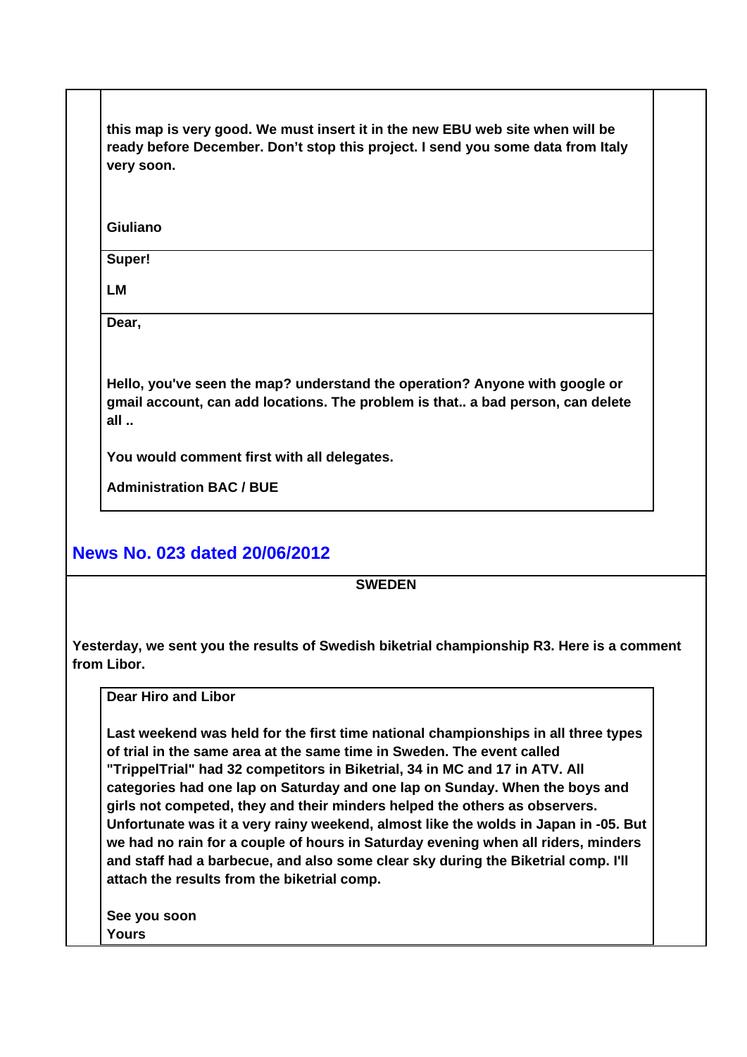**this map is very good. We must insert it in the new EBU web site when will be ready before December. Don’t stop this project. I send you some data from Italy very soon.**

**Giuliano**

**Super!**

**LM**

**Dear,**

**Hello, you've seen the map? understand the operation? Anyone with google or gmail account, can add locations. The problem is that.. a bad person, can delete all ..**

**You would comment first with all delegates.**

**Administration BAC / BUE**

## News No. 023 dated 20/06/2012

**SWEDEN**

**Yesterday, we sent you the results of Swedish biketrial championship R3. Here is a comment from Libor.**

**Dear Hiro and Libor**

**Last weekend was held for the first time national championships in all three types of trial in the same area at the same time in Sweden. The event called "TrippelTrial" had 32 competitors in Biketrial, 34 in MC and 17 in ATV. All categories had one lap on Saturday and one lap on Sunday. When the boys and girls not competed, they and their minders helped the others as observers. Unfortunate was it a very rainy weekend, almost like the wolds in Japan in -05. But we had no rain for a couple of hours in Saturday evening when all riders, minders and staff had a barbecue, and also some clear sky during the Biketrial comp. I'll attach the results from the biketrial comp.**

**See you soon**
**Yours**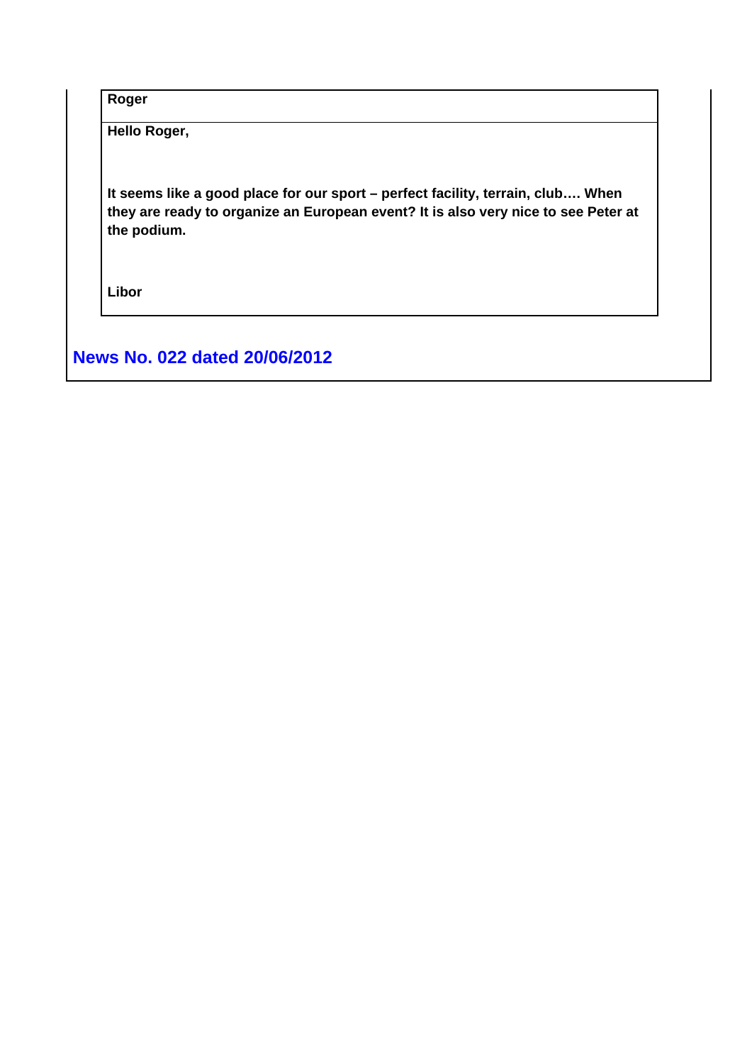**Roger**

**Hello Roger,**

**It seems like a good place for our sport – perfect facility, terrain, club…. When they are ready to organize an European event? It is also very nice to see Peter at the podium.**

**Libor**

## News No. 022 dated 20/06/2012